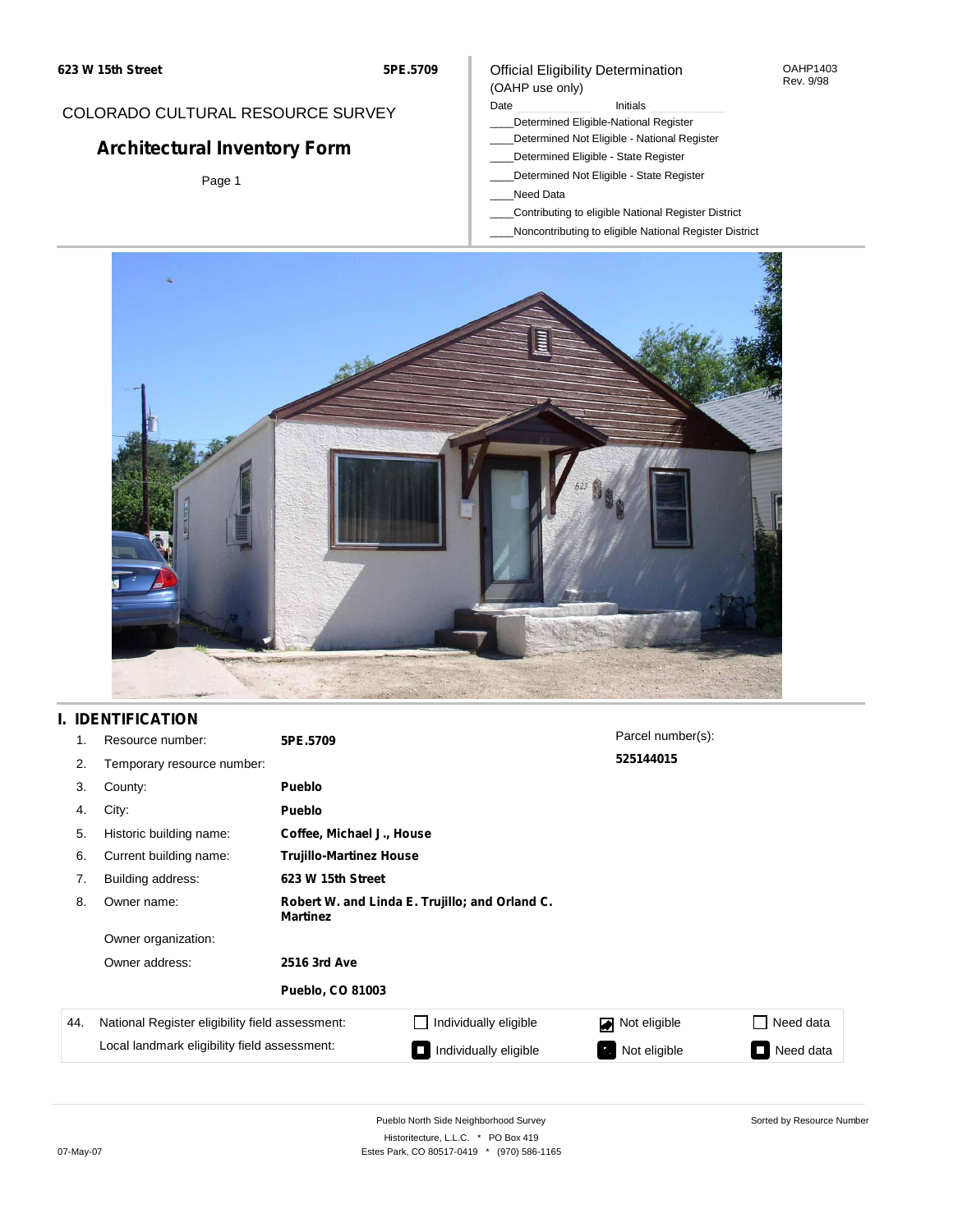**623 W 15th Street** **5PE.5709**

COLORADO CULTURAL RESOURCE SURVEY

# Architectural Inventory Form

Page 1

Official Eligibility Determination
(OAHP use only)

OAHP1403
Rev. 9/98

Date ______ Initials ______

____Determined Eligible-National Register
____Determined Not Eligible - National Register
____Determined Eligible - State Register
____Determined Not Eligible - State Register
____Need Data
____Contributing to eligible National Register District
____Noncontributing to eligible National Register District

## I. IDENTIFICATION

| | | | |
|---|---|---|---|
| 1. | Resource number: | **5PE.5709** | Parcel number(s): **525144015** |
| 2. | Temporary resource number: | | |
| 3. | County: | **Pueblo** | |
| 4. | City: | **Pueblo** | |
| 5. | Historic building name: | **Coffee, Michael J., House** | |
| 6. | Current building name: | **Trujillo-Martinez House** | |
| 7. | Building address: | **623 W 15th Street** | |
| 8. | Owner name: | **Robert W. and Linda E. Trujillo; and Orland C. Martinez** | |
| | Owner organization: | | |
| | Owner address: | **2516 3rd Ave** **Pueblo, CO 81003** | |

| 44. | | | | |
|---|---|---|---|---|
| | National Register eligibility field assessment: | ☐ Individually eligible | ☑ Not eligible | ☐ Need data |
| | Local landmark eligibility field assessment: | ☐ Individually eligible | ☐ Not eligible | ☐ Need data |

Pueblo North Side Neighborhood Survey
Historitecture, L.L.C. * PO Box 419
Estes Park, CO 80517-0419 * (970) 586-1165

Sorted by Resource Number

07-May-07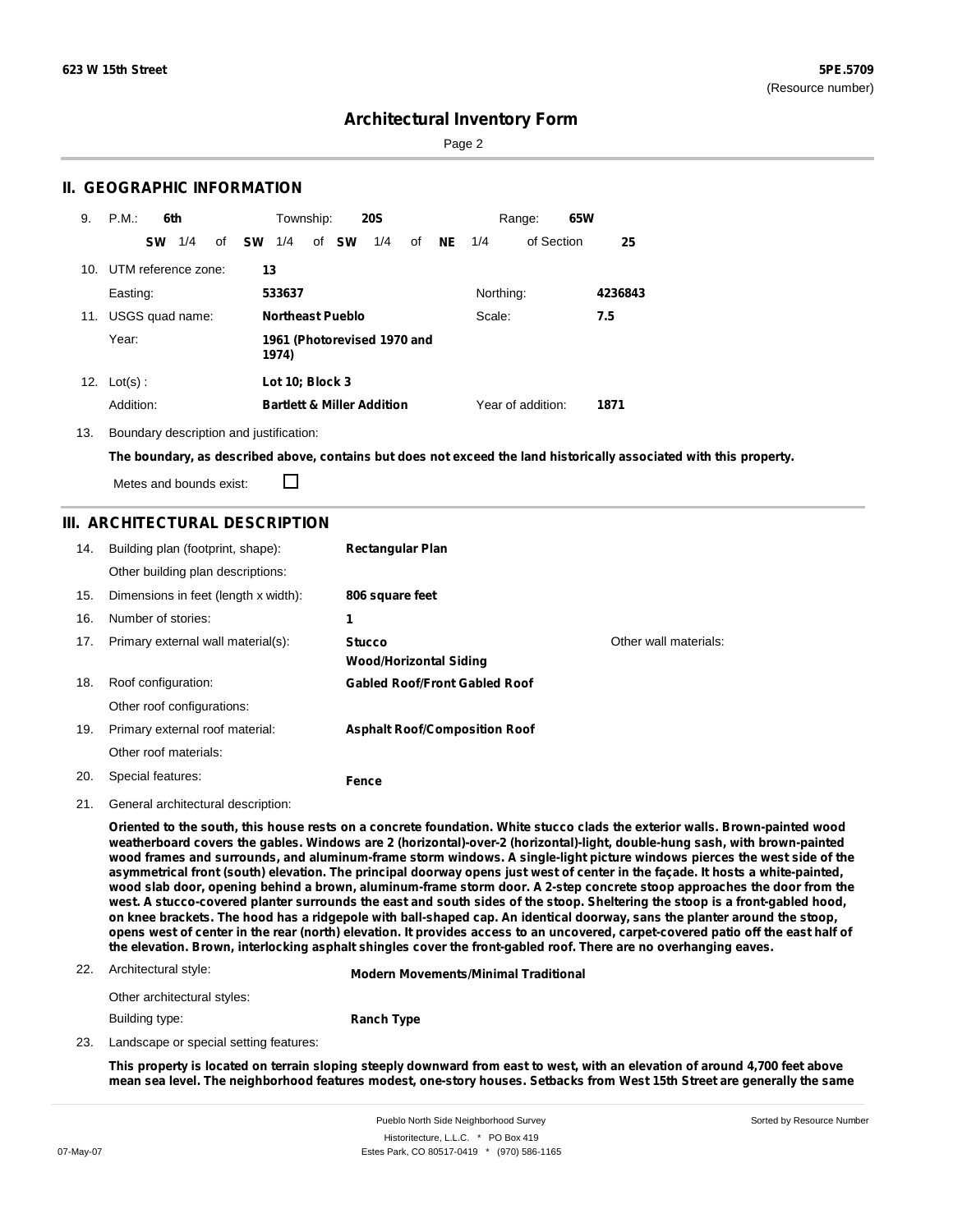## Architectural Inventory Form

## II. GEOGRAPHIC INFORMATION

9. P.M.: **6th** Township: **20S** Range: **65W**

   **SW** 1/4 of **SW** 1/4 of **SW** 1/4 of **NE** 1/4 of Section **25**

10. UTM reference zone: **13**

    Easting: **533637** Northing: **4236843**

11. USGS quad name: **Northeast Pueblo** Scale: **7.5**

    Year: **1961 (Photorevised 1970 and 1974)**

12. Lot(s): **Lot 10; Block 3**

    Addition: **Bartlett & Miller Addition** Year of addition: **1871**

13. Boundary description and justification:

    **The boundary, as described above, contains but does not exceed the land historically associated with this property.**

    Metes and bounds exist: ☐

## III. ARCHITECTURAL DESCRIPTION

14. Building plan (footprint, shape): **Rectangular Plan**

    Other building plan descriptions:

15. Dimensions in feet (length x width): **806 square feet**

16. Number of stories: **1**

17. Primary external wall material(s): **Stucco**, **Wood/Horizontal Siding** Other wall materials:

18. Roof configuration: **Gabled Roof/Front Gabled Roof**

    Other roof configurations:

19. Primary external roof material: **Asphalt Roof/Composition Roof**

    Other roof materials:

20. Special features: **Fence**

21. General architectural description:

    **Oriented to the south, this house rests on a concrete foundation. White stucco clads the exterior walls. Brown-painted wood weatherboard covers the gables. Windows are 2 (horizontal)-over-2 (horizontal)-light, double-hung sash, with brown-painted wood frames and surrounds, and aluminum-frame storm windows. A single-light picture windows pierces the west side of the asymmetrical front (south) elevation. The principal doorway opens just west of center in the façade. It hosts a white-painted, wood slab door, opening behind a brown, aluminum-frame storm door. A 2-step concrete stoop approaches the door from the west. A stucco-covered planter surrounds the east and south sides of the stoop. Sheltering the stoop is a front-gabled hood, on knee brackets. The hood has a ridgepole with ball-shaped cap. An identical doorway, sans the planter around the stoop, opens west of center in the rear (north) elevation. It provides access to an uncovered, carpet-covered patio off the east half of the elevation. Brown, interlocking asphalt shingles cover the front-gabled roof. There are no overhanging eaves.**

22. Architectural style: **Modern Movements/Minimal Traditional**

    Other architectural styles:

    Building type: **Ranch Type**

23. Landscape or special setting features:

    **This property is located on terrain sloping steeply downward from east to west, with an elevation of around 4,700 feet above mean sea level. The neighborhood features modest, one-story houses. Setbacks from West 15th Street are generally the same**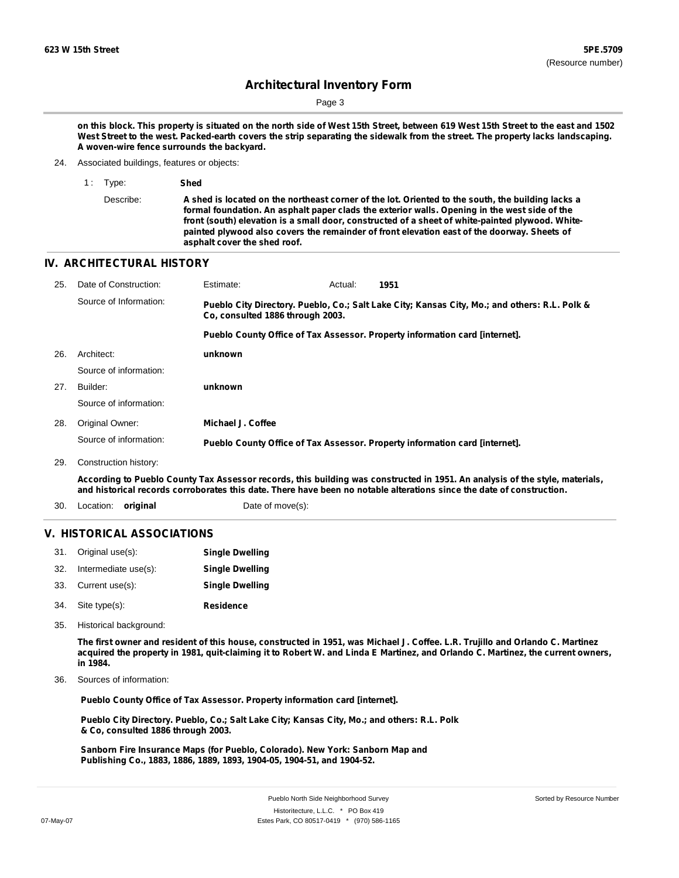on this block. This property is situated on the north side of West 15th Street, between 619 West 15th Street to the east and 1502 West Street to the west. Packed-earth covers the strip separating the sidewalk from the street. The property lacks landscaping. A woven-wire fence surrounds the backyard.

24. Associated buildings, features or objects:

1 : Type: **Shed**

Describe: **A shed is located on the northeast corner of the lot. Oriented to the south, the building lacks a formal foundation. An asphalt paper clads the exterior walls. Opening in the west side of the front (south) elevation is a small door, constructed of a sheet of white-painted plywood. White-painted plywood also covers the remainder of front elevation east of the doorway. Sheets of asphalt cover the shed roof.**

## IV. ARCHITECTURAL HISTORY

25. Date of Construction: Estimate: Actual: **1951**

Source of Information: **Pueblo City Directory. Pueblo, Co.; Salt Lake City; Kansas City, Mo.; and others: R.L. Polk & Co, consulted 1886 through 2003.**

**Pueblo County Office of Tax Assessor. Property information card [internet].**

26. Architect: **unknown**

Source of information:

27. Builder: **unknown**

Source of information:

28. Original Owner: **Michael J. Coffee**

Source of information: **Pueblo County Office of Tax Assessor. Property information card [internet].**

29. Construction history:

**According to Pueblo County Tax Assessor records, this building was constructed in 1951. An analysis of the style, materials, and historical records corroborates this date. There have been no notable alterations since the date of construction.**

30. Location: **original** Date of move(s):

## V. HISTORICAL ASSOCIATIONS

31. Original use(s): **Single Dwelling**
32. Intermediate use(s): **Single Dwelling**
33. Current use(s): **Single Dwelling**
34. Site type(s): **Residence**
35. Historical background:

**The first owner and resident of this house, constructed in 1951, was Michael J. Coffee. L.R. Trujillo and Orlando C. Martinez acquired the property in 1981, quit-claiming it to Robert W. and Linda E Martinez, and Orlando C. Martinez, the current owners, in 1984.**

36. Sources of information:

**Pueblo County Office of Tax Assessor. Property information card [internet].**

**Pueblo City Directory. Pueblo, Co.; Salt Lake City; Kansas City, Mo.; and others: R.L. Polk & Co, consulted 1886 through 2003.**

**Sanborn Fire Insurance Maps (for Pueblo, Colorado). New York: Sanborn Map and Publishing Co., 1883, 1886, 1889, 1893, 1904-05, 1904-51, and 1904-52.**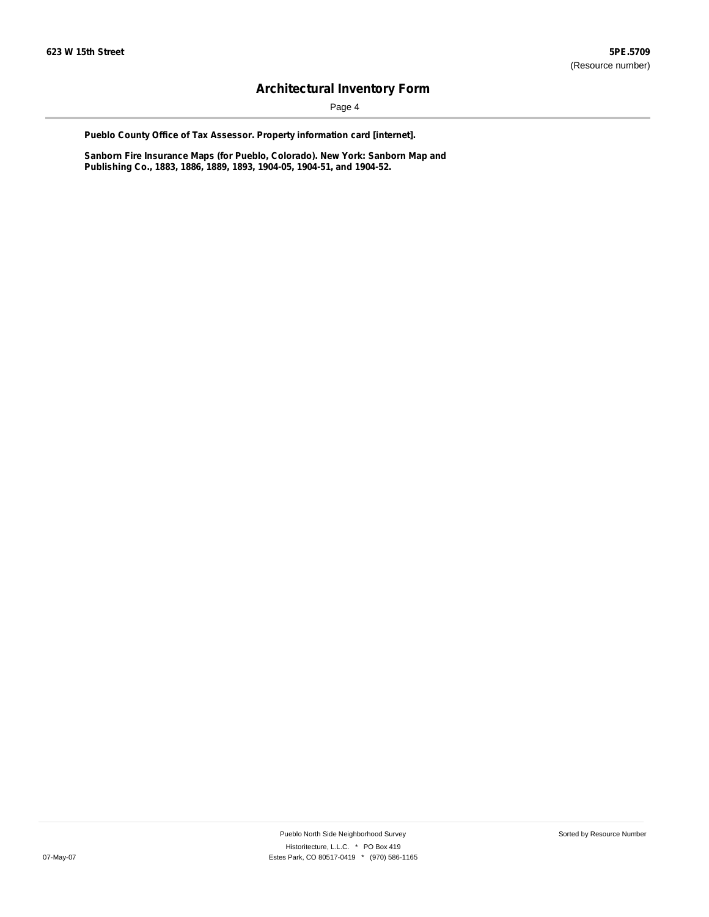**Pueblo County Office of Tax Assessor. Property information card [internet].**

**Sanborn Fire Insurance Maps (for Pueblo, Colorado). New York: Sanborn Map and Publishing Co., 1883, 1886, 1889, 1893, 1904-05, 1904-51, and 1904-52.**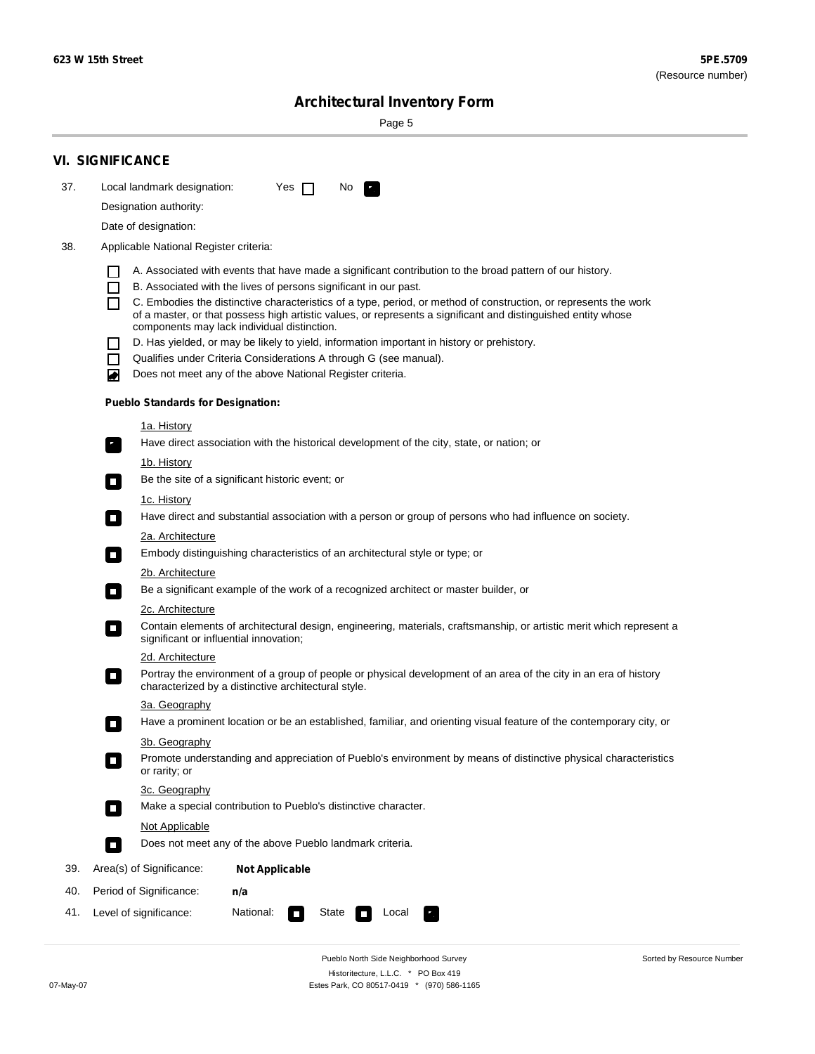623 W 15th Street

5PE.5709
(Resource number)

## Architectural Inventory Form

## VI. SIGNIFICANCE

37. Local landmark designation: Yes ☐ No ☑

Designation authority:

Date of designation:

38. Applicable National Register criteria:

- ☐ A. Associated with events that have made a significant contribution to the broad pattern of our history.
- ☐ B. Associated with the lives of persons significant in our past.
- ☐ C. Embodies the distinctive characteristics of a type, period, or method of construction, or represents the work of a master, or that possess high artistic values, or represents a significant and distinguished entity whose components may lack individual distinction.
- ☐ D. Has yielded, or may be likely to yield, information important in history or prehistory.
- ☐ Qualifies under Criteria Considerations A through G (see manual).
- ☑ Does not meet any of the above National Register criteria.

**Pueblo Standards for Designation:**

1a. History
☑ Have direct association with the historical development of the city, state, or nation; or

1b. History
☐ Be the site of a significant historic event; or

1c. History
☐ Have direct and substantial association with a person or group of persons who had influence on society.

2a. Architecture
☐ Embody distinguishing characteristics of an architectural style or type; or

2b. Architecture
☐ Be a significant example of the work of a recognized architect or master builder, or

2c. Architecture
☐ Contain elements of architectural design, engineering, materials, craftsmanship, or artistic merit which represent a significant or influential innovation;

2d. Architecture
☐ Portray the environment of a group of people or physical development of an area of the city in an era of history characterized by a distinctive architectural style.

3a. Geography
☐ Have a prominent location or be an established, familiar, and orienting visual feature of the contemporary city, or

3b. Geography
☐ Promote understanding and appreciation of Pueblo's environment by means of distinctive physical characteristics or rarity; or

3c. Geography
☐ Make a special contribution to Pueblo's distinctive character.

Not Applicable
☐ Does not meet any of the above Pueblo landmark criteria.

39. Area(s) of Significance: **Not Applicable**

40. Period of Significance: **n/a**

41. Level of significance: National: ☐ State ☐ Local ☑

Pueblo North Side Neighborhood Survey
Historitecture, L.L.C. * PO Box 419
Estes Park, CO 80517-0419 * (970) 586-1165

Sorted by Resource Number

07-May-07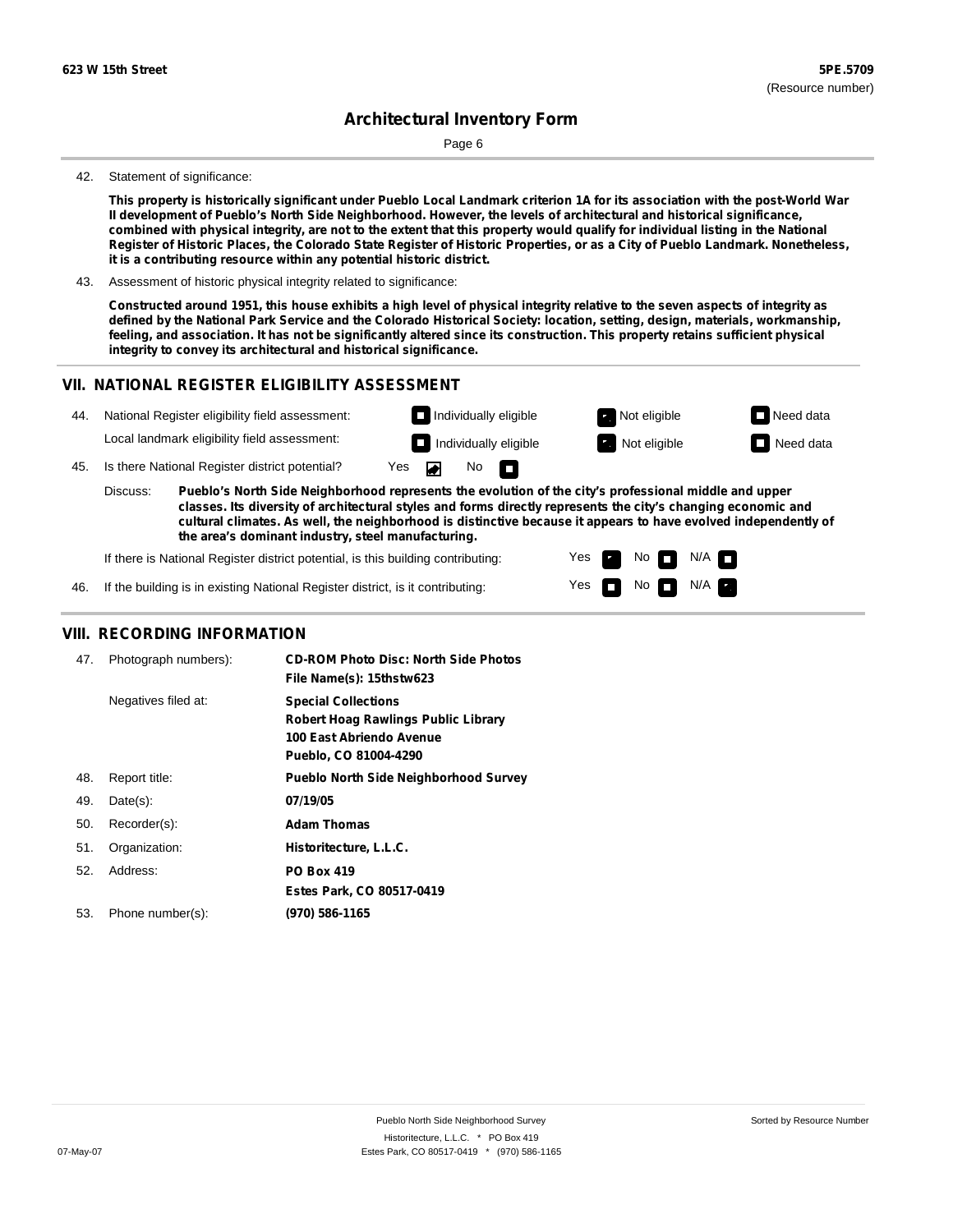**623 W 15th Street** | **5PE.5709** (Resource number)

# Architectural Inventory Form

42. Statement of significance:

**This property is historically significant under Pueblo Local Landmark criterion 1A for its association with the post-World War II development of Pueblo's North Side Neighborhood. However, the levels of architectural and historical significance, combined with physical integrity, are not to the extent that this property would qualify for individual listing in the National Register of Historic Places, the Colorado State Register of Historic Properties, or as a City of Pueblo Landmark. Nonetheless, it is a contributing resource within any potential historic district.**

43. Assessment of historic physical integrity related to significance:

**Constructed around 1951, this house exhibits a high level of physical integrity relative to the seven aspects of integrity as defined by the National Park Service and the Colorado Historical Society: location, setting, design, materials, workmanship, feeling, and association. It has not be significantly altered since its construction. This property retains sufficient physical integrity to convey its architectural and historical significance.**

## VII. NATIONAL REGISTER ELIGIBILITY ASSESSMENT

44. National Register eligibility field assessment: ☐ Individually eligible ☒ Not eligible ☐ Need data

Local landmark eligibility field assessment: ☐ Individually eligible ☒ Not eligible ☐ Need data

45. Is there National Register district potential? Yes ☒ No ☐

Discuss: **Pueblo's North Side Neighborhood represents the evolution of the city's professional middle and upper classes. Its diversity of architectural styles and forms directly represents the city's changing economic and cultural climates. As well, the neighborhood is distinctive because it appears to have evolved independently of the area's dominant industry, steel manufacturing.**

If there is National Register district potential, is this building contributing: Yes ☒ No ☐ N/A ☐

46. If the building is in existing National Register district, is it contributing: Yes ☐ No ☐ N/A ☒

## VIII. RECORDING INFORMATION

| | | |
|---|---|---|
| 47. | Photograph numbers): | **CD-ROM Photo Disc: North Side Photos**<br>**File Name(s): 15thstw623** |
| | Negatives filed at: | **Special Collections**<br>**Robert Hoag Rawlings Public Library**<br>**100 East Abriendo Avenue**<br>**Pueblo, CO 81004-4290** |
| 48. | Report title: | **Pueblo North Side Neighborhood Survey** |
| 49. | Date(s): | **07/19/05** |
| 50. | Recorder(s): | **Adam Thomas** |
| 51. | Organization: | **Historitecture, L.L.C.** |
| 52. | Address: | **PO Box 419**<br>**Estes Park, CO 80517-0419** |
| 53. | Phone number(s): | **(970) 586-1165** |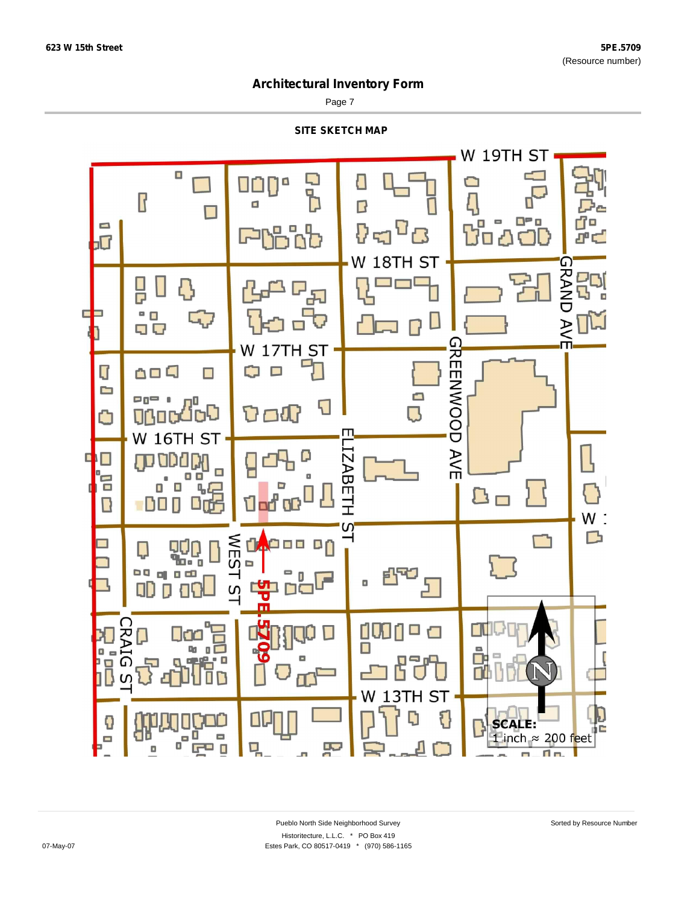623 W 15th Street

5PE.5709
(Resource number)

# Architectural Inventory Form

## SITE SKETCH MAP

W 19TH ST

W 18TH ST

W 17TH ST

W 16TH ST

GRAND AVE

GREENWOOD AVE

ELIZABETH ST

WEST ST

CRAIG ST

W 13TH ST

5PE.5709

SCALE:
1 inch ≈ 200 feet

Pueblo North Side Neighborhood Survey
Historitecture, L.L.C. * PO Box 419
Estes Park, CO 80517-0419 * (970) 586-1165

Sorted by Resource Number

07-May-07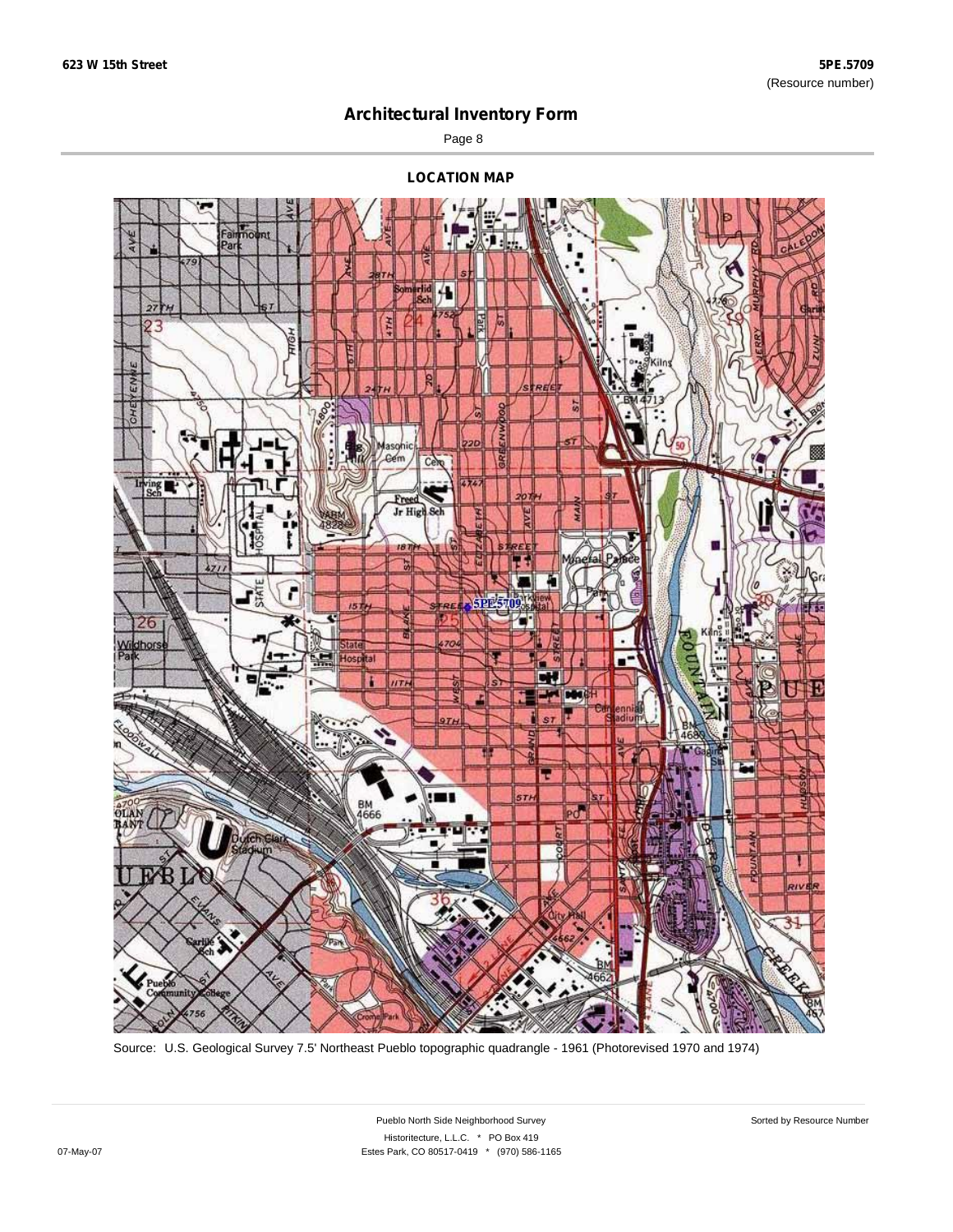## Architectural Inventory Form

### LOCATION MAP

Source: U.S. Geological Survey 7.5' Northeast Pueblo topographic quadrangle - 1961 (Photorevised 1970 and 1974)